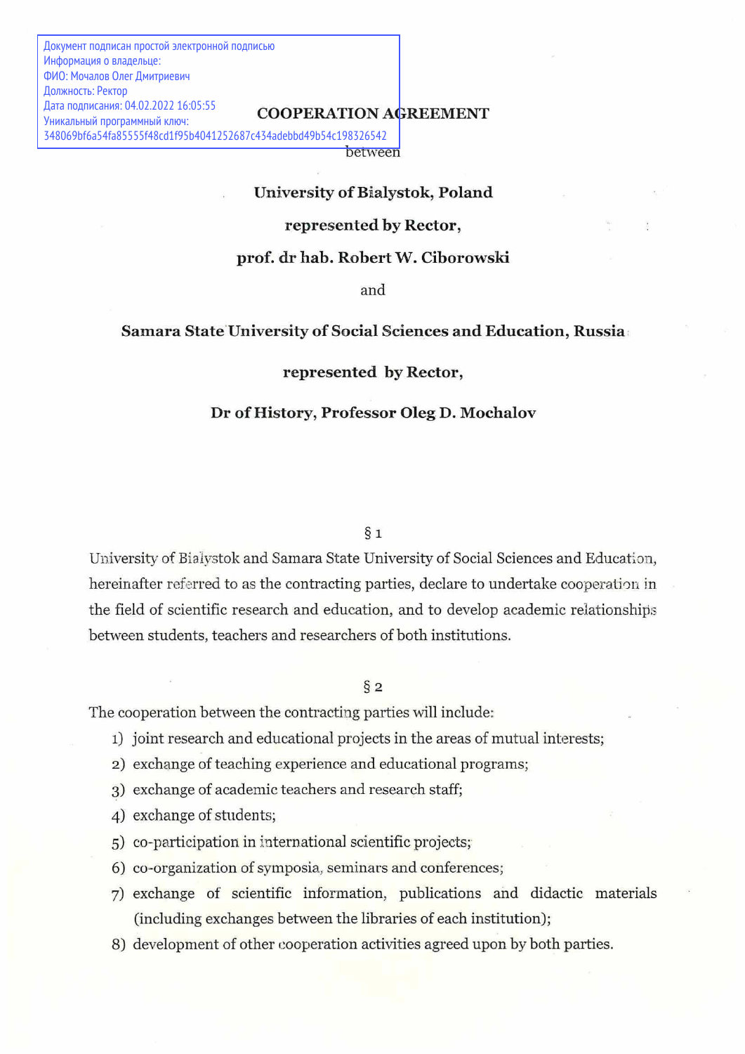Документ подписан простой электронной подписью
Информация о владельце:
ФИО: Мочалов Олег Дмитриевич
Должность: Ректор
Дата подписания: 04.02.2022 16:05:55
Уникальный программный ключ:
348069bf6a54fa85555f48cd1f95b4041252687c434adebbd49b54c198326542

# COOPERATION AGREEMENT

between

**University of Białystok, Poland**

**represented by Rector,**

**prof. dr hab. Robert W. Ciborowski**

and

**Samara State University of Social Sciences and Education, Russia**

**represented by Rector,**

**Dr of History, Professor Oleg D. Mochalov**

§ 1

University of Białystok and Samara State University of Social Sciences and Education, hereinafter referred to as the contracting parties, declare to undertake cooperation in the field of scientific research and education, and to develop academic relationships between students, teachers and researchers of both institutions.

§ 2

The cooperation between the contracting parties will include:

1) joint research and educational projects in the areas of mutual interests;
2) exchange of teaching experience and educational programs;
3) exchange of academic teachers and research staff;
4) exchange of students;
5) co-participation in international scientific projects;
6) co-organization of symposia, seminars and conferences;
7) exchange of scientific information, publications and didactic materials (including exchanges between the libraries of each institution);
8) development of other cooperation activities agreed upon by both parties.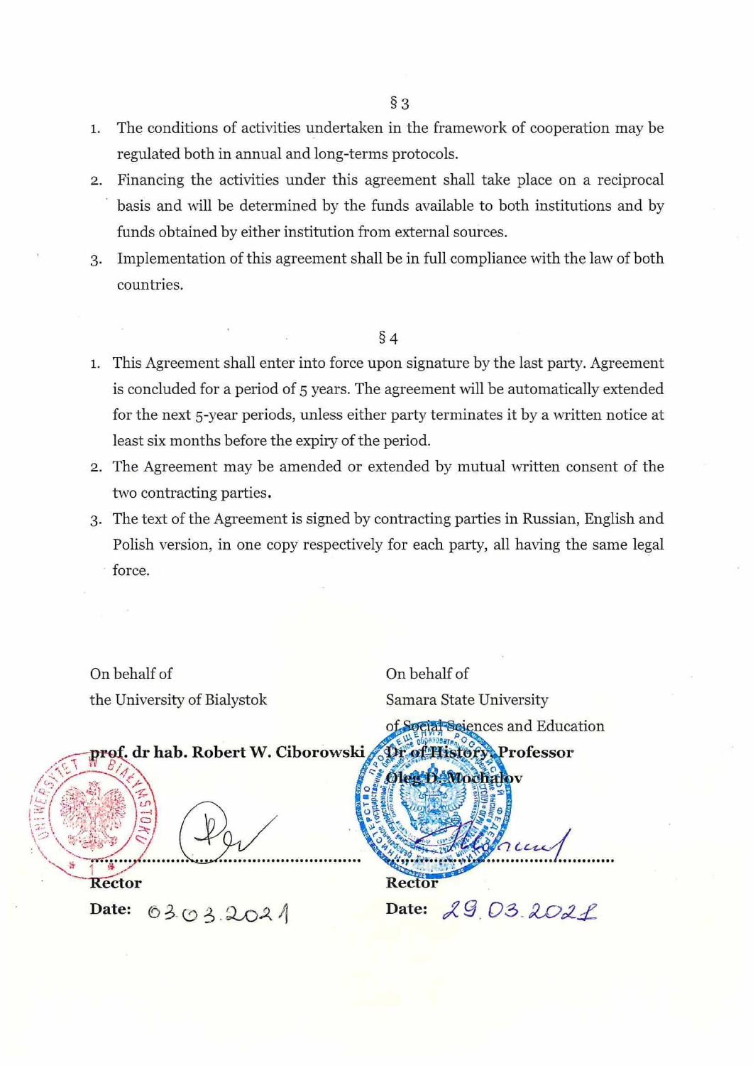§ 3

1. The conditions of activities undertaken in the framework of cooperation may be regulated both in annual and long-terms protocols.
2. Financing the activities under this agreement shall take place on a reciprocal basis and will be determined by the funds available to both institutions and by funds obtained by either institution from external sources.
3. Implementation of this agreement shall be in full compliance with the law of both countries.

§ 4

1. This Agreement shall enter into force upon signature by the last party. Agreement is concluded for a period of 5 years. The agreement will be automatically extended for the next 5-year periods, unless either party terminates it by a written notice at least six months before the expiry of the period.
2. The Agreement may be amended or extended by mutual written consent of the two contracting parties.
3. The text of the Agreement is signed by contracting parties in Russian, English and Polish version, in one copy respectively for each party, all having the same legal force.

On behalf of
the University of Bialystok

**prof. dr hab. Robert W. Ciborowski**

........................................................

**Rector**

**Date:** 03.03.2021

On behalf of
Samara State University
of Social Sciences and Education

**Dr of History, Professor**
**Oleg D. Mochalov**

........................................................

**Rector**

**Date:** 29.03.2021